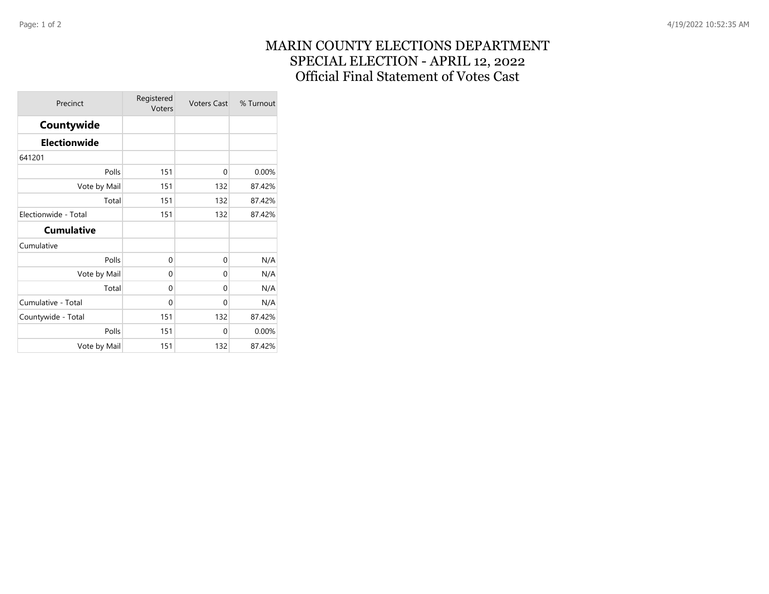# MARIN COUNTY ELECTIONS DEPARTMENT
## SPECIAL ELECTION - APRIL 12, 2022
## Official Final Statement of Votes Cast

| Precinct | Registered Voters | Voters Cast | % Turnout |
|---|---|---|---|
| **Countywide** | | | |
| **Electionwide** | | | |
| 641201 | | | |
| Polls | 151 | 0 | 0.00% |
| Vote by Mail | 151 | 132 | 87.42% |
| Total | 151 | 132 | 87.42% |
| Electionwide - Total | 151 | 132 | 87.42% |
| **Cumulative** | | | |
| Cumulative | | | |
| Polls | 0 | 0 | N/A |
| Vote by Mail | 0 | 0 | N/A |
| Total | 0 | 0 | N/A |
| Cumulative - Total | 0 | 0 | N/A |
| Countywide - Total | 151 | 132 | 87.42% |
| Polls | 151 | 0 | 0.00% |
| Vote by Mail | 151 | 132 | 87.42% |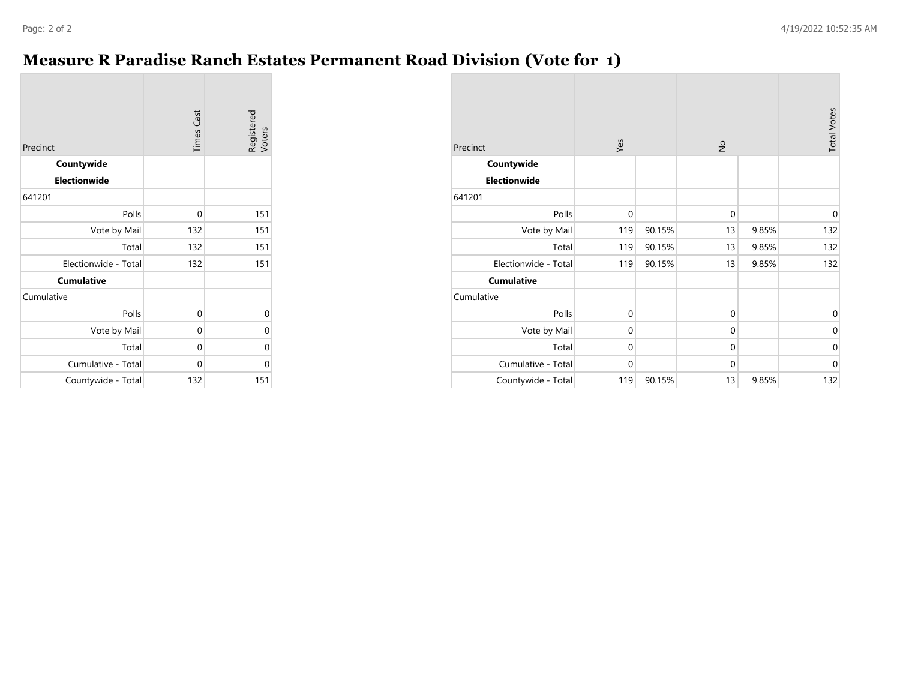# Measure R Paradise Ranch Estates Permanent Road Division (Vote for 1)

| Precinct | Times Cast | Registered Voters |
|---|---|---|
| **Countywide** | | |
| **Electionwide** | | |
| 641201 | | |
| Polls | 0 | 151 |
| Vote by Mail | 132 | 151 |
| Total | 132 | 151 |
| Electionwide - Total | 132 | 151 |
| **Cumulative** | | |
| Cumulative | | |
| Polls | 0 | 0 |
| Vote by Mail | 0 | 0 |
| Total | 0 | 0 |
| Cumulative - Total | 0 | 0 |
| Countywide - Total | 132 | 151 |

| Precinct | Yes | | No | | Total Votes |
|---|---|---|---|---|---|
| **Countywide** | | | | | |
| **Electionwide** | | | | | |
| 641201 | | | | | |
| Polls | 0 | | 0 | | 0 |
| Vote by Mail | 119 | 90.15% | 13 | 9.85% | 132 |
| Total | 119 | 90.15% | 13 | 9.85% | 132 |
| Electionwide - Total | 119 | 90.15% | 13 | 9.85% | 132 |
| **Cumulative** | | | | | |
| Cumulative | | | | | |
| Polls | 0 | | 0 | | 0 |
| Vote by Mail | 0 | | 0 | | 0 |
| Total | 0 | | 0 | | 0 |
| Cumulative - Total | 0 | | 0 | | 0 |
| Countywide - Total | 119 | 90.15% | 13 | 9.85% | 132 |